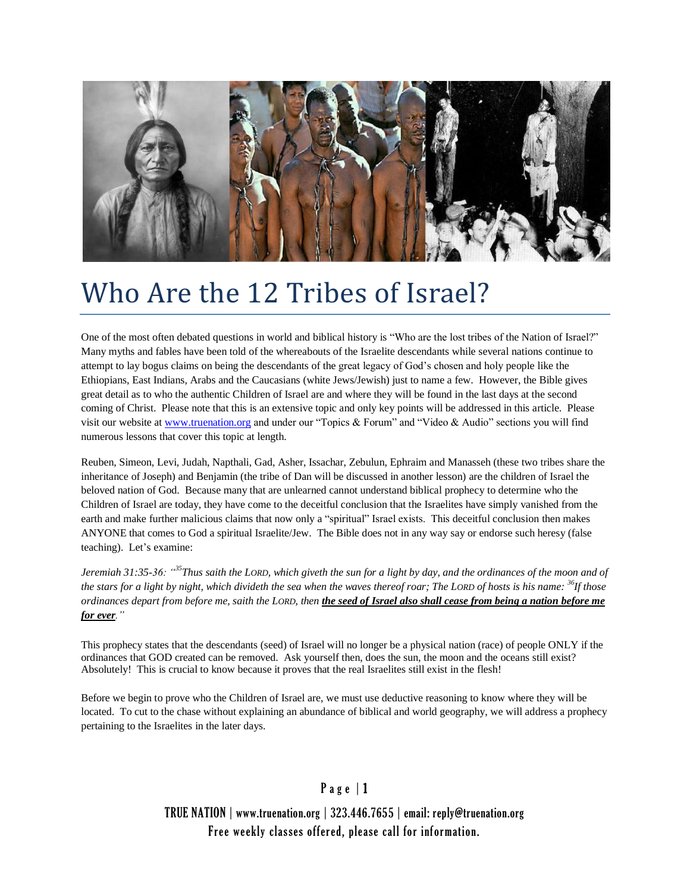# Who Are the 12 Tribes of Israel?

One of the most often debated questions in world and biblical history is "Who are the lost tribes of the Nation of Israel?" Many myths and fables have been told of the whereabouts of the Israelite descendants while several nations continue to attempt to lay bogus claims on being the descendants of the great legacy of God's chosen and holy people like the Ethiopians, East Indians, Arabs and the Caucasians (white Jews/Jewish) just to name a few. However, the Bible gives great detail as to who the authentic Children of Israel are and where they will be found in the last days at the second coming of Christ. Please note that this is an extensive topic and only key points will be addressed in this article. Please visit our website at www.truenation.org and under our "Topics & Forum" and "Video & Audio" sections you will find numerous lessons that cover this topic at length.

Reuben, Simeon, Levi, Judah, Napthali, Gad, Asher, Issachar, Zebulun, Ephraim and Manasseh (these two tribes share the inheritance of Joseph) and Benjamin (the tribe of Dan will be discussed in another lesson) are the children of Israel the beloved nation of God. Because many that are unlearned cannot understand biblical prophecy to determine who the Children of Israel are today, they have come to the deceitful conclusion that the Israelites have simply vanished from the earth and make further malicious claims that now only a "spiritual" Israel exists. This deceitful conclusion then makes ANYONE that comes to God a spiritual Israelite/Jew. The Bible does not in any way say or endorse such heresy (false teaching). Let's examine:

*Jeremiah 31:35-36: "[35]Thus saith the LORD, which giveth the sun for a light by day, and the ordinances of the moon and of the stars for a light by night, which divideth the sea when the waves thereof roar; The LORD of hosts is his name: [36]If those ordinances depart from before me, saith the LORD, then* ***the seed of Israel also shall cease from being a nation before me for ever****."*

This prophecy states that the descendants (seed) of Israel will no longer be a physical nation (race) of people ONLY if the ordinances that GOD created can be removed. Ask yourself then, does the sun, the moon and the oceans still exist? Absolutely! This is crucial to know because it proves that the real Israelites still exist in the flesh!

Before we begin to prove who the Children of Israel are, we must use deductive reasoning to know where they will be located. To cut to the chase without explaining an abundance of biblical and world geography, we will address a prophecy pertaining to the Israelites in the later days.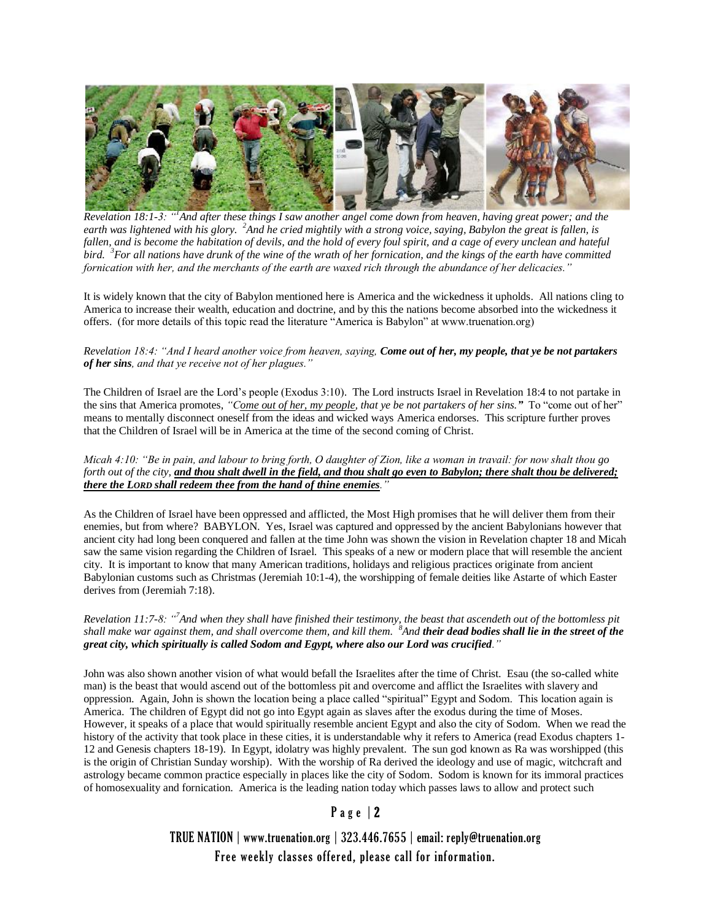*Revelation 18:1-3: "[1]And after these things I saw another angel come down from heaven, having great power; and the earth was lightened with his glory. [2]And he cried mightily with a strong voice, saying, Babylon the great is fallen, is fallen, and is become the habitation of devils, and the hold of every foul spirit, and a cage of every unclean and hateful bird. [3]For all nations have drunk of the wine of the wrath of her fornication, and the kings of the earth have committed fornication with her, and the merchants of the earth are waxed rich through the abundance of her delicacies."*

It is widely known that the city of Babylon mentioned here is America and the wickedness it upholds. All nations cling to America to increase their wealth, education and doctrine, and by this the nations become absorbed into the wickedness it offers. (for more details of this topic read the literature "America is Babylon" at www.truenation.org)

*Revelation 18:4: "And I heard another voice from heaven, saying,* ***Come out of her, my people, that ye be not partakers of her sins****, and that ye receive not of her plagues."*

The Children of Israel are the Lord's people (Exodus 3:10). The Lord instructs Israel in Revelation 18:4 to not partake in the sins that America promotes, *"Come out of her, my people, that ye be not partakers of her sins."* To "come out of her" means to mentally disconnect oneself from the ideas and wicked ways America endorses. This scripture further proves that the Children of Israel will be in America at the time of the second coming of Christ.

*Micah 4:10: "Be in pain, and labour to bring forth, O daughter of Zion, like a woman in travail: for now shalt thou go forth out of the city,* ***and thou shalt dwell in the field, and thou shalt go even to Babylon; there shalt thou be delivered; there the LORD shall redeem thee from the hand of thine enemies****."*

As the Children of Israel have been oppressed and afflicted, the Most High promises that he will deliver them from their enemies, but from where? BABYLON. Yes, Israel was captured and oppressed by the ancient Babylonians however that ancient city had long been conquered and fallen at the time John was shown the vision in Revelation chapter 18 and Micah saw the same vision regarding the Children of Israel. This speaks of a new or modern place that will resemble the ancient city. It is important to know that many American traditions, holidays and religious practices originate from ancient Babylonian customs such as Christmas (Jeremiah 10:1-4), the worshipping of female deities like Astarte of which Easter derives from (Jeremiah 7:18).

*Revelation 11:7-8: "[7]And when they shall have finished their testimony, the beast that ascendeth out of the bottomless pit shall make war against them, and shall overcome them, and kill them. [8]And* ***their dead bodies shall lie in the street of the great city, which spiritually is called Sodom and Egypt, where also our Lord was crucified****."*

John was also shown another vision of what would befall the Israelites after the time of Christ. Esau (the so-called white man) is the beast that would ascend out of the bottomless pit and overcome and afflict the Israelites with slavery and oppression. Again, John is shown the location being a place called "spiritual" Egypt and Sodom. This location again is America. The children of Egypt did not go into Egypt again as slaves after the exodus during the time of Moses. However, it speaks of a place that would spiritually resemble ancient Egypt and also the city of Sodom. When we read the history of the activity that took place in these cities, it is understandable why it refers to America (read Exodus chapters 1-12 and Genesis chapters 18-19). In Egypt, idolatry was highly prevalent. The sun god known as Ra was worshipped (this is the origin of Christian Sunday worship). With the worship of Ra derived the ideology and use of magic, witchcraft and astrology became common practice especially in places like the city of Sodom. Sodom is known for its immoral practices of homosexuality and fornication. America is the leading nation today which passes laws to allow and protect such

TRUE NATION | www.truenation.org | 323.446.7655 | email: reply@truenation.org
Free weekly classes offered, please call for information.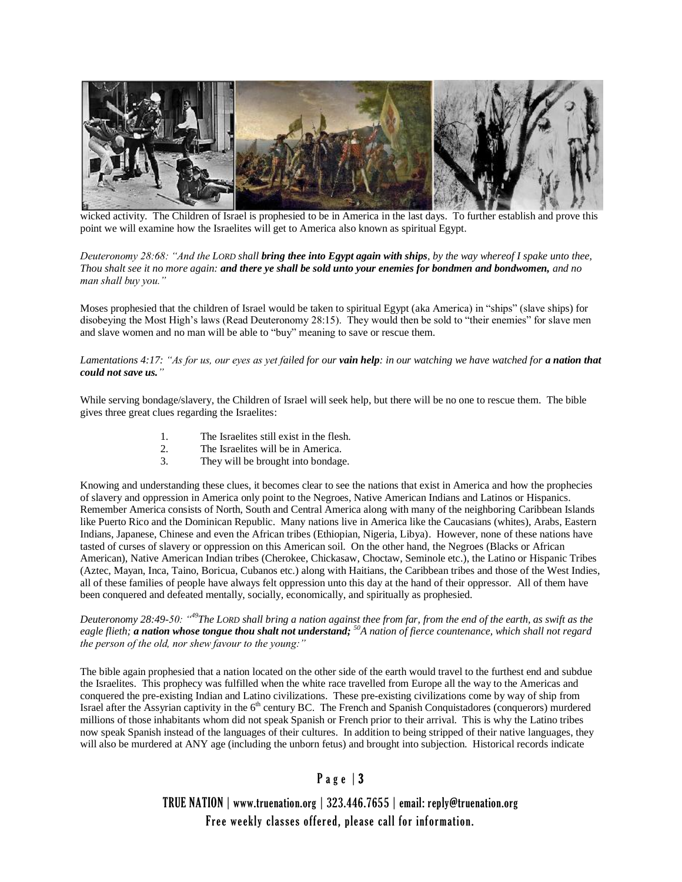wicked activity. The Children of Israel is prophesied to be in America in the last days. To further establish and prove this point we will examine how the Israelites will get to America also known as spiritual Egypt.

*Deuteronomy 28:68: "And the LORD shall* ***bring thee into Egypt again with ships****, by the way whereof I spake unto thee, Thou shalt see it no more again:* ***and there ye shall be sold unto your enemies for bondmen and bondwomen,*** *and no man shall buy you."*

Moses prophesied that the children of Israel would be taken to spiritual Egypt (aka America) in "ships" (slave ships) for disobeying the Most High's laws (Read Deuteronomy 28:15). They would then be sold to "their enemies" for slave men and slave women and no man will be able to "buy" meaning to save or rescue them.

*Lamentations 4:17: "As for us, our eyes as yet failed for our* ***vain help****: in our watching we have watched for* ***a nation that could not save us."***

While serving bondage/slavery, the Children of Israel will seek help, but there will be no one to rescue them. The bible gives three great clues regarding the Israelites:

1. The Israelites still exist in the flesh.
2. The Israelites will be in America.
3. They will be brought into bondage.

Knowing and understanding these clues, it becomes clear to see the nations that exist in America and how the prophecies of slavery and oppression in America only point to the Negroes, Native American Indians and Latinos or Hispanics. Remember America consists of North, South and Central America along with many of the neighboring Caribbean Islands like Puerto Rico and the Dominican Republic. Many nations live in America like the Caucasians (whites), Arabs, Eastern Indians, Japanese, Chinese and even the African tribes (Ethiopian, Nigeria, Libya). However, none of these nations have tasted of curses of slavery or oppression on this American soil. On the other hand, the Negroes (Blacks or African American), Native American Indian tribes (Cherokee, Chickasaw, Choctaw, Seminole etc.), the Latino or Hispanic Tribes (Aztec, Mayan, Inca, Taino, Boricua, Cubanos etc.) along with Haitians, the Caribbean tribes and those of the West Indies, all of these families of people have always felt oppression unto this day at the hand of their oppressor. All of them have been conquered and defeated mentally, socially, economically, and spiritually as prophesied.

*Deuteronomy 28:49-50: "[49]The LORD shall bring a nation against thee from far, from the end of the earth, as swift as the eagle flieth;* ***a nation whose tongue thou shalt not understand;*** *[50]A nation of fierce countenance, which shall not regard the person of the old, nor shew favour to the young:"*

The bible again prophesied that a nation located on the other side of the earth would travel to the furthest end and subdue the Israelites. This prophecy was fulfilled when the white race travelled from Europe all the way to the Americas and conquered the pre-existing Indian and Latino civilizations. These pre-existing civilizations come by way of ship from Israel after the Assyrian captivity in the 6th century BC. The French and Spanish Conquistadores (conquerors) murdered millions of those inhabitants whom did not speak Spanish or French prior to their arrival. This is why the Latino tribes now speak Spanish instead of the languages of their cultures. In addition to being stripped of their native languages, they will also be murdered at ANY age (including the unborn fetus) and brought into subjection. Historical records indicate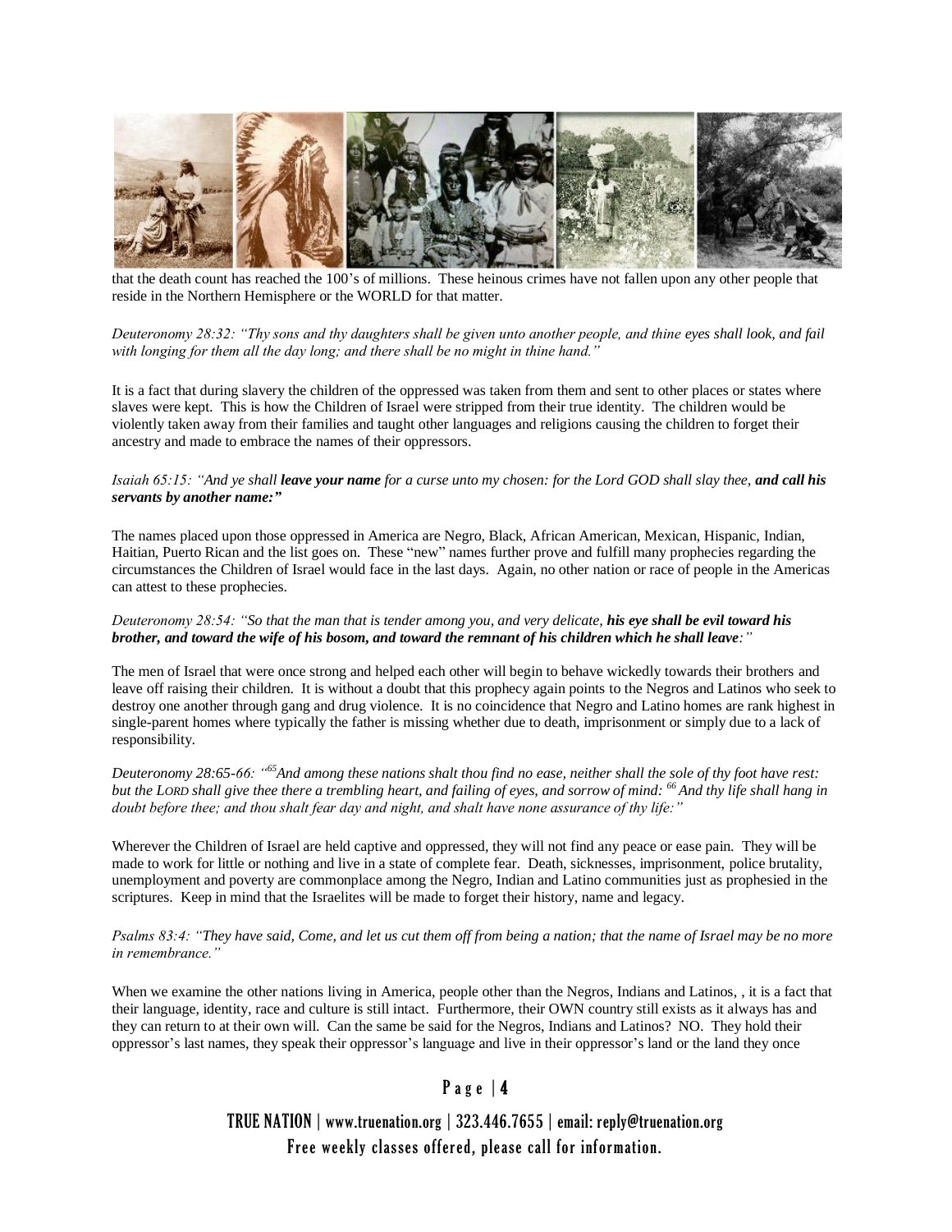that the death count has reached the 100's of millions. These heinous crimes have not fallen upon any other people that reside in the Northern Hemisphere or the WORLD for that matter.

*Deuteronomy 28:32: "Thy sons and thy daughters shall be given unto another people, and thine eyes shall look, and fail with longing for them all the day long; and there shall be no might in thine hand."*

It is a fact that during slavery the children of the oppressed was taken from them and sent to other places or states where slaves were kept. This is how the Children of Israel were stripped from their true identity. The children would be violently taken away from their families and taught other languages and religions causing the children to forget their ancestry and made to embrace the names of their oppressors.

*Isaiah 65:15: "And ye shall **leave your name** for a curse unto my chosen: for the Lord GOD shall slay thee, **and call his servants by another name:"***

The names placed upon those oppressed in America are Negro, Black, African American, Mexican, Hispanic, Indian, Haitian, Puerto Rican and the list goes on. These "new" names further prove and fulfill many prophecies regarding the circumstances the Children of Israel would face in the last days. Again, no other nation or race of people in the Americas can attest to these prophecies.

*Deuteronomy 28:54: "So that the man that is tender among you, and very delicate, **his eye shall be evil toward his brother, and toward the wife of his bosom, and toward the remnant of his children which he shall leave**:"*

The men of Israel that were once strong and helped each other will begin to behave wickedly towards their brothers and leave off raising their children. It is without a doubt that this prophecy again points to the Negros and Latinos who seek to destroy one another through gang and drug violence. It is no coincidence that Negro and Latino homes are rank highest in single-parent homes where typically the father is missing whether due to death, imprisonment or simply due to a lack of responsibility.

*Deuteronomy 28:65-66: "[65]And among these nations shalt thou find no ease, neither shall the sole of thy foot have rest: but the LORD shall give thee there a trembling heart, and failing of eyes, and sorrow of mind: [66] And thy life shall hang in doubt before thee; and thou shalt fear day and night, and shalt have none assurance of thy life:"*

Wherever the Children of Israel are held captive and oppressed, they will not find any peace or ease pain. They will be made to work for little or nothing and live in a state of complete fear. Death, sicknesses, imprisonment, police brutality, unemployment and poverty are commonplace among the Negro, Indian and Latino communities just as prophesied in the scriptures. Keep in mind that the Israelites will be made to forget their history, name and legacy.

*Psalms 83:4: "They have said, Come, and let us cut them off from being a nation; that the name of Israel may be no more in remembrance."*

When we examine the other nations living in America, people other than the Negros, Indians and Latinos, , it is a fact that their language, identity, race and culture is still intact. Furthermore, their OWN country still exists as it always has and they can return to at their own will. Can the same be said for the Negros, Indians and Latinos? NO. They hold their oppressor's last names, they speak their oppressor's language and live in their oppressor's land or the land they once

TRUE NATION | www.truenation.org | 323.446.7655 | email: reply@truenation.org
Free weekly classes offered, please call for information.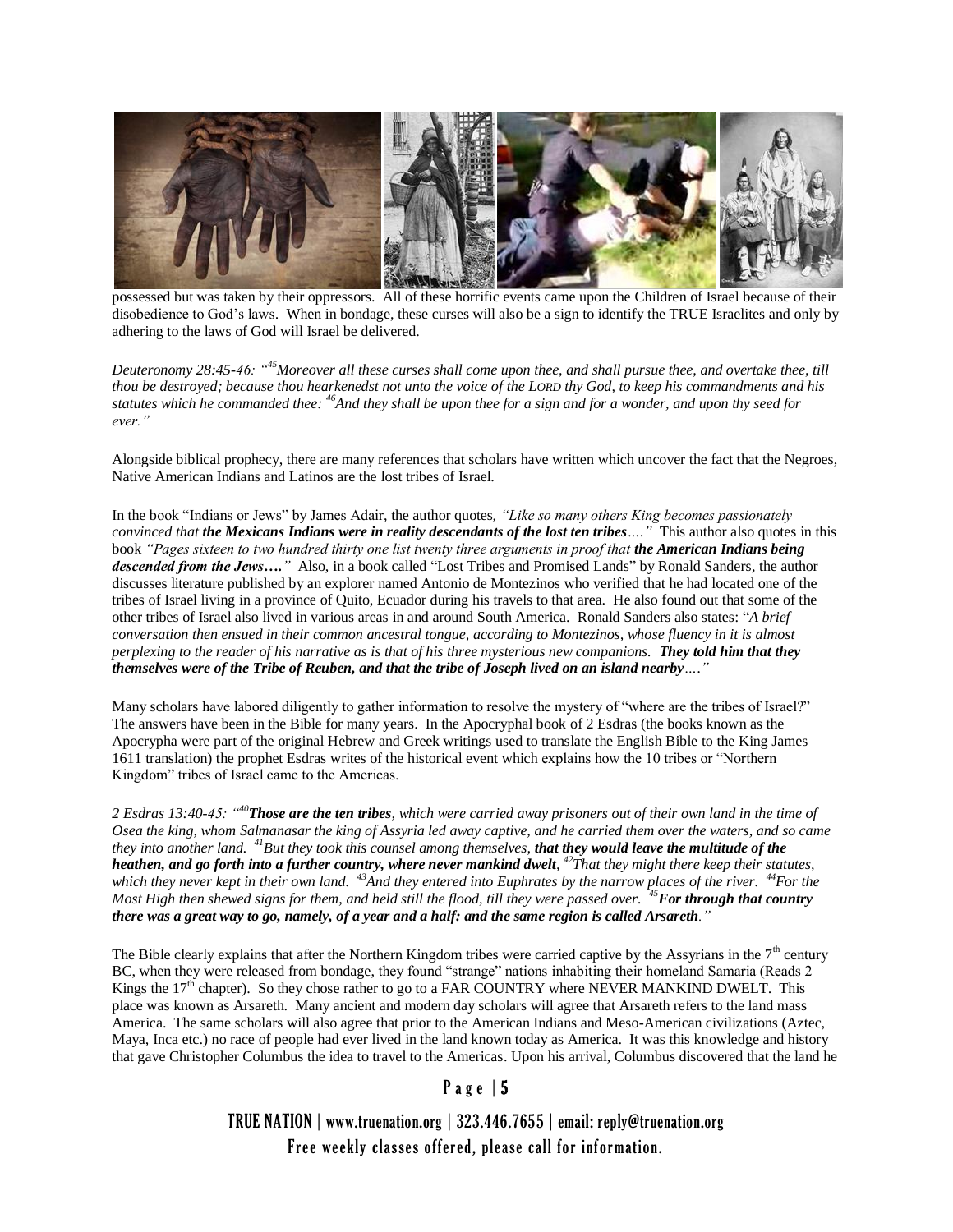possessed but was taken by their oppressors. All of these horrific events came upon the Children of Israel because of their disobedience to God's laws. When in bondage, these curses will also be a sign to identify the TRUE Israelites and only by adhering to the laws of God will Israel be delivered.

*Deuteronomy 28:45-46: "[45]Moreover all these curses shall come upon thee, and shall pursue thee, and overtake thee, till thou be destroyed; because thou hearkenedst not unto the voice of the LORD thy God, to keep his commandments and his statutes which he commanded thee: [46]And they shall be upon thee for a sign and for a wonder, and upon thy seed for ever."*

Alongside biblical prophecy, there are many references that scholars have written which uncover the fact that the Negroes, Native American Indians and Latinos are the lost tribes of Israel.

In the book "Indians or Jews" by James Adair, the author quotes*, "Like so many others King becomes passionately convinced that* ***the Mexicans Indians were in reality descendants of the lost ten tribes****…."* This author also quotes in this book *"Pages sixteen to two hundred thirty one list twenty three arguments in proof that* ***the American Indians being descended from the Jews…."*** Also, in a book called "Lost Tribes and Promised Lands" by Ronald Sanders, the author discusses literature published by an explorer named Antonio de Montezinos who verified that he had located one of the tribes of Israel living in a province of Quito, Ecuador during his travels to that area. He also found out that some of the other tribes of Israel also lived in various areas in and around South America. Ronald Sanders also states: "*A brief conversation then ensued in their common ancestral tongue, according to Montezinos, whose fluency in it is almost perplexing to the reader of his narrative as is that of his three mysterious new companions.* ***They told him that they themselves were of the Tribe of Reuben, and that the tribe of Joseph lived on an island nearby****…."*

Many scholars have labored diligently to gather information to resolve the mystery of "where are the tribes of Israel?" The answers have been in the Bible for many years. In the Apocryphal book of 2 Esdras (the books known as the Apocrypha were part of the original Hebrew and Greek writings used to translate the English Bible to the King James 1611 translation) the prophet Esdras writes of the historical event which explains how the 10 tribes or "Northern Kingdom" tribes of Israel came to the Americas.

*2 Esdras 13:40-45: "[40]* ***Those are the ten tribes****, which were carried away prisoners out of their own land in the time of Osea the king, whom Salmanasar the king of Assyria led away captive, and he carried them over the waters, and so came they into another land. [41]But they took this counsel among themselves,* ***that they would leave the multitude of the heathen, and go forth into a further country, where never mankind dwelt****, [42]That they might there keep their statutes, which they never kept in their own land. [43]And they entered into Euphrates by the narrow places of the river. [44]For the Most High then shewed signs for them, and held still the flood, till they were passed over. [45]* ***For through that country there was a great way to go, namely, of a year and a half: and the same region is called Arsareth****."*

The Bible clearly explains that after the Northern Kingdom tribes were carried captive by the Assyrians in the 7th century BC, when they were released from bondage, they found "strange" nations inhabiting their homeland Samaria (Reads 2 Kings the 17th chapter). So they chose rather to go to a FAR COUNTRY where NEVER MANKIND DWELT. This place was known as Arsareth. Many ancient and modern day scholars will agree that Arsareth refers to the land mass America. The same scholars will also agree that prior to the American Indians and Meso-American civilizations (Aztec, Maya, Inca etc.) no race of people had ever lived in the land known today as America. It was this knowledge and history that gave Christopher Columbus the idea to travel to the Americas. Upon his arrival, Columbus discovered that the land he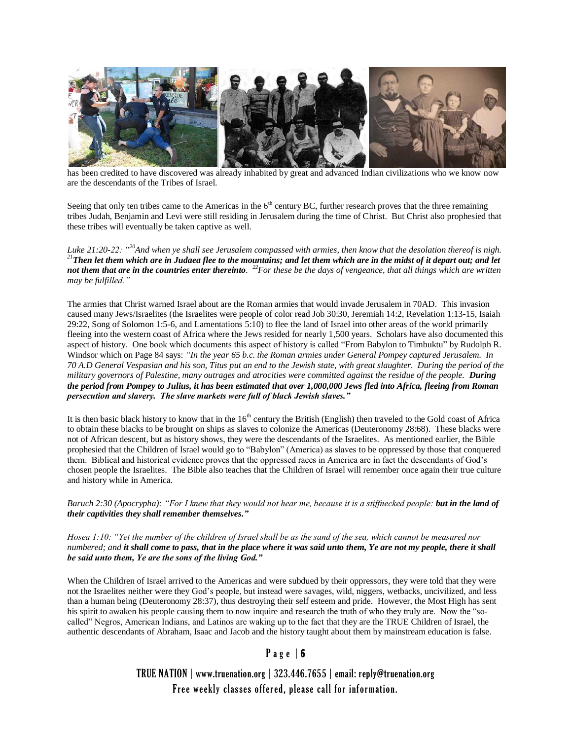has been credited to have discovered was already inhabited by great and advanced Indian civilizations who we know now are the descendants of the Tribes of Israel.

Seeing that only ten tribes came to the Americas in the 6th century BC, further research proves that the three remaining tribes Judah, Benjamin and Levi were still residing in Jerusalem during the time of Christ. But Christ also prophesied that these tribes will eventually be taken captive as well.

*Luke 21:20-22: "[20]And when ye shall see Jerusalem compassed with armies, then know that the desolation thereof is nigh. [21]**Then let them which are in Judaea flee to the mountains; and let them which are in the midst of it depart out; and let not them that are in the countries enter thereinto**. [22]For these be the days of vengeance, that all things which are written may be fulfilled."*

The armies that Christ warned Israel about are the Roman armies that would invade Jerusalem in 70AD. This invasion caused many Jews/Israelites (the Israelites were people of color read Job 30:30, Jeremiah 14:2, Revelation 1:13-15, Isaiah 29:22, Song of Solomon 1:5-6, and Lamentations 5:10) to flee the land of Israel into other areas of the world primarily fleeing into the western coast of Africa where the Jews resided for nearly 1,500 years. Scholars have also documented this aspect of history. One book which documents this aspect of history is called "From Babylon to Timbuktu" by Rudolph R. Windsor which on Page 84 says: *"In the year 65 b.c. the Roman armies under General Pompey captured Jerusalem. In 70 A.D General Vespasian and his son, Titus put an end to the Jewish state, with great slaughter. During the period of the military governors of Palestine, many outrages and atrocities were committed against the residue of the people. **During the period from Pompey to Julius, it has been estimated that over 1,000,000 Jews fled into Africa, fleeing from Roman persecution and slavery. The slave markets were full of black Jewish slaves."***

It is then basic black history to know that in the 16th century the British (English) then traveled to the Gold coast of Africa to obtain these blacks to be brought on ships as slaves to colonize the Americas (Deuteronomy 28:68). These blacks were not of African descent, but as history shows, they were the descendants of the Israelites. As mentioned earlier, the Bible prophesied that the Children of Israel would go to "Babylon" (America) as slaves to be oppressed by those that conquered them. Biblical and historical evidence proves that the oppressed races in America are in fact the descendants of God's chosen people the Israelites. The Bible also teaches that the Children of Israel will remember once again their true culture and history while in America.

*Baruch 2:30 (Apocrypha): "For I knew that they would not hear me, because it is a stiffnecked people: **but in the land of their captivities they shall remember themselves."***

*Hosea 1:10: "Yet the number of the children of Israel shall be as the sand of the sea, which cannot be measured nor numbered; and **it shall come to pass, that in the place where it was said unto them, Ye are not my people, there it shall be said unto them, Ye are the sons of the living God."***

When the Children of Israel arrived to the Americas and were subdued by their oppressors, they were told that they were not the Israelites neither were they God's people, but instead were savages, wild, niggers, wetbacks, uncivilized, and less than a human being (Deuteronomy 28:37), thus destroying their self esteem and pride. However, the Most High has sent his spirit to awaken his people causing them to now inquire and research the truth of who they truly are. Now the "so-called" Negros, American Indians, and Latinos are waking up to the fact that they are the TRUE Children of Israel, the authentic descendants of Abraham, Isaac and Jacob and the history taught about them by mainstream education is false.

TRUE NATION | www.truenation.org | 323.446.7655 | email: reply@truenation.org
Free weekly classes offered, please call for information.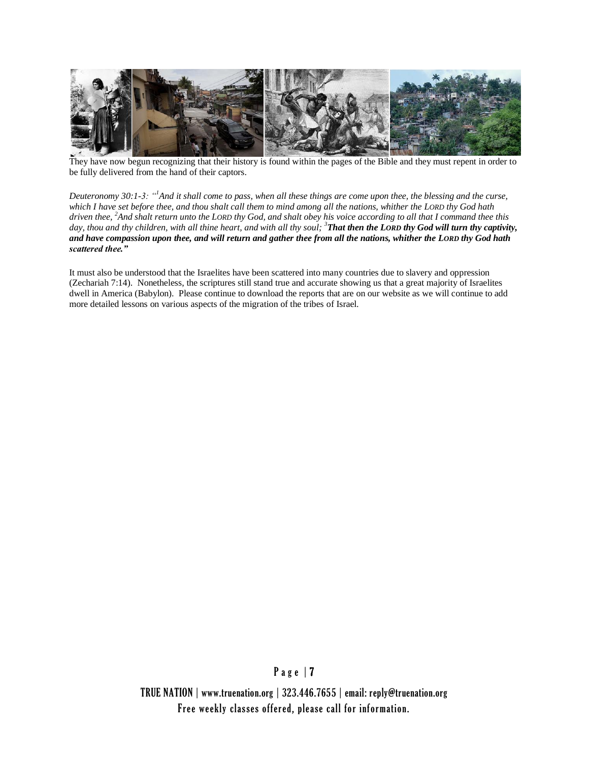They have now begun recognizing that their history is found within the pages of the Bible and they must repent in order to be fully delivered from the hand of their captors.

*Deuteronomy 30:1-3: "[1]And it shall come to pass, when all these things are come upon thee, the blessing and the curse, which I have set before thee, and thou shalt call them to mind among all the nations, whither the LORD thy God hath driven thee, [2]And shalt return unto the LORD thy God, and shalt obey his voice according to all that I command thee this day, thou and thy children, with all thine heart, and with all thy soul; [3]**That then the LORD thy God will turn thy captivity, and have compassion upon thee, and will return and gather thee from all the nations, whither the LORD thy God hath scattered thee."***

It must also be understood that the Israelites have been scattered into many countries due to slavery and oppression (Zechariah 7:14). Nonetheless, the scriptures still stand true and accurate showing us that a great majority of Israelites dwell in America (Babylon). Please continue to download the reports that are on our website as we will continue to add more detailed lessons on various aspects of the migration of the tribes of Israel.